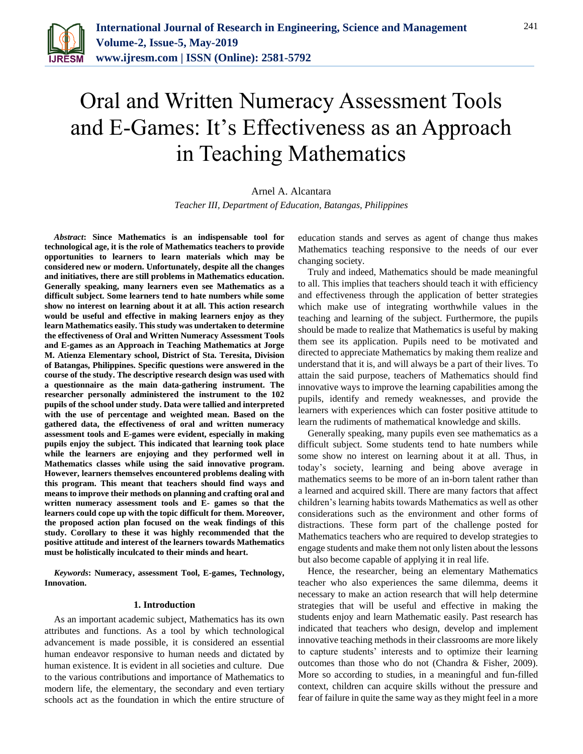# Oral and Written Numeracy Assessment Tools and E-Games: It's Effectiveness as an Approach in Teaching Mathematics

Arnel A. Alcantara

*Teacher III, Department of Education, Batangas, Philippines*

***Abstract*: Since Mathematics is an indispensable tool for technological age, it is the role of Mathematics teachers to provide opportunities to learners to learn materials which may be considered new or modern. Unfortunately, despite all the changes and initiatives, there are still problems in Mathematics education. Generally speaking, many learners even see Mathematics as a difficult subject. Some learners tend to hate numbers while some show no interest on learning about it at all. This action research would be useful and effective in making learners enjoy as they learn Mathematics easily. This study was undertaken to determine the effectiveness of Oral and Written Numeracy Assessment Tools and E-games as an Approach in Teaching Mathematics at Jorge M. Atienza Elementary school, District of Sta. Teresita, Division of Batangas, Philippines. Specific questions were answered in the course of the study. The descriptive research design was used with a questionnaire as the main data-gathering instrument. The researcher personally administered the instrument to the 102 pupils of the school under study. Data were tallied and interpreted with the use of percentage and weighted mean. Based on the gathered data, the effectiveness of oral and written numeracy assessment tools and E-games were evident, especially in making pupils enjoy the subject. This indicated that learning took place while the learners are enjoying and they performed well in Mathematics classes while using the said innovative program. However, learners themselves encountered problems dealing with this program. This meant that teachers should find ways and means to improve their methods on planning and crafting oral and written numeracy assessment tools and E- games so that the learners could cope up with the topic difficult for them. Moreover, the proposed action plan focused on the weak findings of this study. Corollary to these it was highly recommended that the positive attitude and interest of the learners towards Mathematics must be holistically inculcated to their minds and heart.**

***Keywords*: Numeracy, assessment Tool, E-games, Technology, Innovation.**

## 1. Introduction

As an important academic subject, Mathematics has its own attributes and functions. As a tool by which technological advancement is made possible, it is considered an essential human endeavor responsive to human needs and dictated by human existence. It is evident in all societies and culture. Due to the various contributions and importance of Mathematics to modern life, the elementary, the secondary and even tertiary schools act as the foundation in which the entire structure of education stands and serves as agent of change thus makes Mathematics teaching responsive to the needs of our ever changing society.

Truly and indeed, Mathematics should be made meaningful to all. This implies that teachers should teach it with efficiency and effectiveness through the application of better strategies which make use of integrating worthwhile values in the teaching and learning of the subject. Furthermore, the pupils should be made to realize that Mathematics is useful by making them see its application. Pupils need to be motivated and directed to appreciate Mathematics by making them realize and understand that it is, and will always be a part of their lives. To attain the said purpose, teachers of Mathematics should find innovative ways to improve the learning capabilities among the pupils, identify and remedy weaknesses, and provide the learners with experiences which can foster positive attitude to learn the rudiments of mathematical knowledge and skills.

Generally speaking, many pupils even see mathematics as a difficult subject. Some students tend to hate numbers while some show no interest on learning about it at all. Thus, in today's society, learning and being above average in mathematics seems to be more of an in-born talent rather than a learned and acquired skill. There are many factors that affect children's learning habits towards Mathematics as well as other considerations such as the environment and other forms of distractions. These form part of the challenge posted for Mathematics teachers who are required to develop strategies to engage students and make them not only listen about the lessons but also become capable of applying it in real life.

Hence, the researcher, being an elementary Mathematics teacher who also experiences the same dilemma, deems it necessary to make an action research that will help determine strategies that will be useful and effective in making the students enjoy and learn Mathematic easily. Past research has indicated that teachers who design, develop and implement innovative teaching methods in their classrooms are more likely to capture students' interests and to optimize their learning outcomes than those who do not (Chandra & Fisher, 2009). More so according to studies, in a meaningful and fun-filled context, children can acquire skills without the pressure and fear of failure in quite the same way as they might feel in a more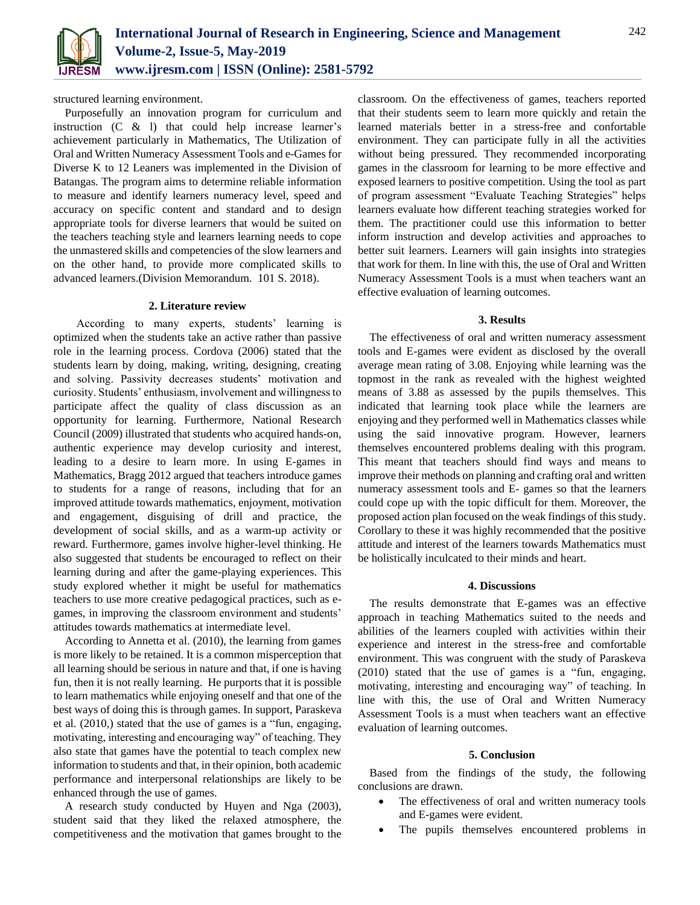structured learning environment.

Purposefully an innovation program for curriculum and instruction (C & l) that could help increase learner's achievement particularly in Mathematics, The Utilization of Oral and Written Numeracy Assessment Tools and e-Games for Diverse K to 12 Leaners was implemented in the Division of Batangas. The program aims to determine reliable information to measure and identify learners numeracy level, speed and accuracy on specific content and standard and to design appropriate tools for diverse learners that would be suited on the teachers teaching style and learners learning needs to cope the unmastered skills and competencies of the slow learners and on the other hand, to provide more complicated skills to advanced learners.(Division Memorandum. 101 S. 2018).

## 2. Literature review

According to many experts, students' learning is optimized when the students take an active rather than passive role in the learning process. Cordova (2006) stated that the students learn by doing, making, writing, designing, creating and solving. Passivity decreases students' motivation and curiosity. Students' enthusiasm, involvement and willingness to participate affect the quality of class discussion as an opportunity for learning. Furthermore, National Research Council (2009) illustrated that students who acquired hands-on, authentic experience may develop curiosity and interest, leading to a desire to learn more. In using E-games in Mathematics, Bragg 2012 argued that teachers introduce games to students for a range of reasons, including that for an improved attitude towards mathematics, enjoyment, motivation and engagement, disguising of drill and practice, the development of social skills, and as a warm-up activity or reward. Furthermore, games involve higher-level thinking. He also suggested that students be encouraged to reflect on their learning during and after the game-playing experiences. This study explored whether it might be useful for mathematics teachers to use more creative pedagogical practices, such as e-games, in improving the classroom environment and students' attitudes towards mathematics at intermediate level.

According to Annetta et al. (2010), the learning from games is more likely to be retained. It is a common misperception that all learning should be serious in nature and that, if one is having fun, then it is not really learning. He purports that it is possible to learn mathematics while enjoying oneself and that one of the best ways of doing this is through games. In support, Paraskeva et al. (2010,) stated that the use of games is a "fun, engaging, motivating, interesting and encouraging way" of teaching. They also state that games have the potential to teach complex new information to students and that, in their opinion, both academic performance and interpersonal relationships are likely to be enhanced through the use of games.

A research study conducted by Huyen and Nga (2003), student said that they liked the relaxed atmosphere, the competitiveness and the motivation that games brought to the classroom. On the effectiveness of games, teachers reported that their students seem to learn more quickly and retain the learned materials better in a stress-free and confortable environment. They can participate fully in all the activities without being pressured. They recommended incorporating games in the classroom for learning to be more effective and exposed learners to positive competition. Using the tool as part of program assessment "Evaluate Teaching Strategies" helps learners evaluate how different teaching strategies worked for them. The practitioner could use this information to better inform instruction and develop activities and approaches to better suit learners. Learners will gain insights into strategies that work for them. In line with this, the use of Oral and Written Numeracy Assessment Tools is a must when teachers want an effective evaluation of learning outcomes.

## 3. Results

The effectiveness of oral and written numeracy assessment tools and E-games were evident as disclosed by the overall average mean rating of 3.08. Enjoying while learning was the topmost in the rank as revealed with the highest weighted means of 3.88 as assessed by the pupils themselves. This indicated that learning took place while the learners are enjoying and they performed well in Mathematics classes while using the said innovative program. However, learners themselves encountered problems dealing with this program. This meant that teachers should find ways and means to improve their methods on planning and crafting oral and written numeracy assessment tools and E- games so that the learners could cope up with the topic difficult for them. Moreover, the proposed action plan focused on the weak findings of this study. Corollary to these it was highly recommended that the positive attitude and interest of the learners towards Mathematics must be holistically inculcated to their minds and heart.

## 4. Discussions

The results demonstrate that E-games was an effective approach in teaching Mathematics suited to the needs and abilities of the learners coupled with activities within their experience and interest in the stress-free and comfortable environment. This was congruent with the study of Paraskeva (2010) stated that the use of games is a "fun, engaging, motivating, interesting and encouraging way" of teaching. In line with this, the use of Oral and Written Numeracy Assessment Tools is a must when teachers want an effective evaluation of learning outcomes.

## 5. Conclusion

Based from the findings of the study, the following conclusions are drawn.

- The effectiveness of oral and written numeracy tools and E-games were evident.
- The pupils themselves encountered problems in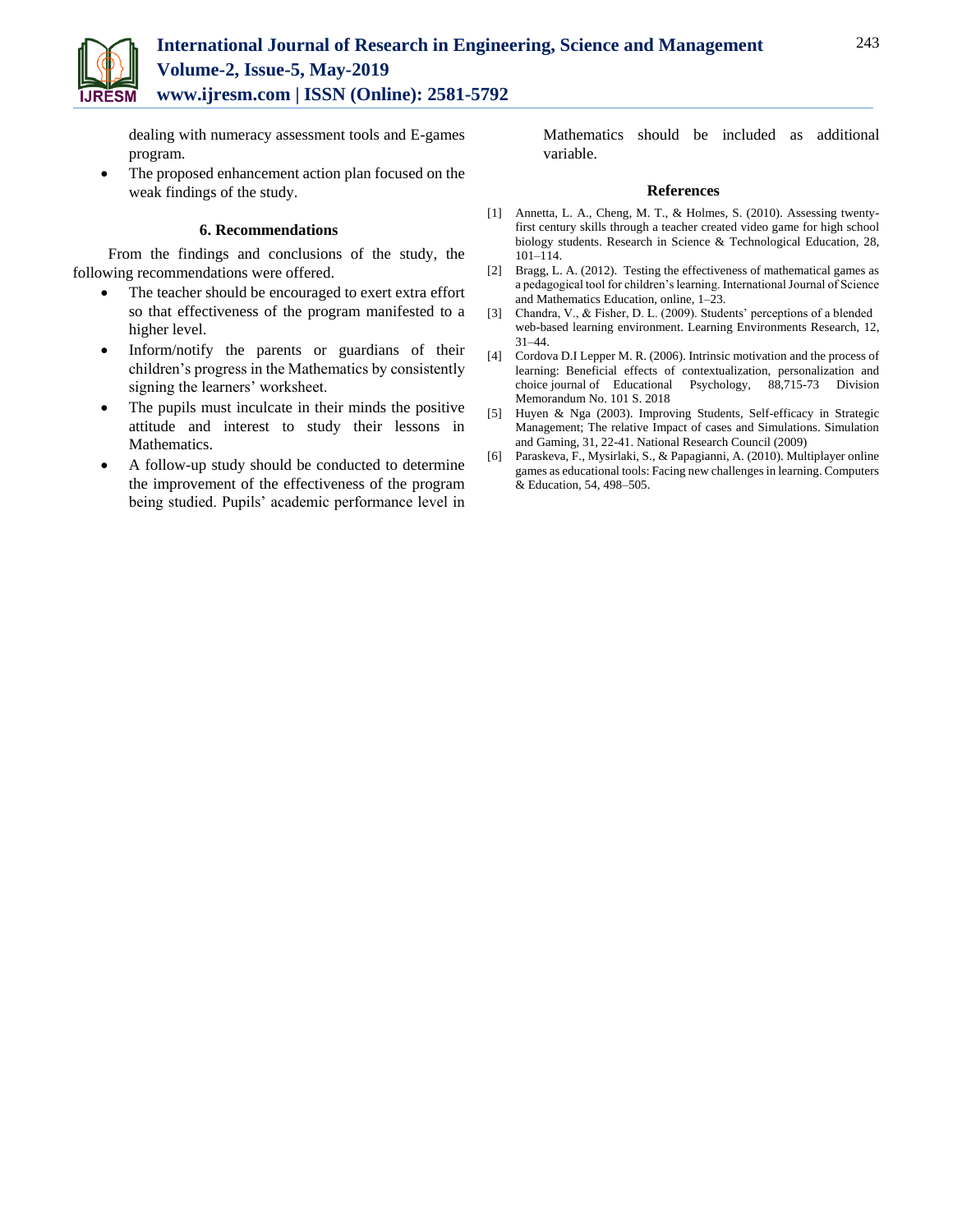dealing with numeracy assessment tools and E-games program.

- The proposed enhancement action plan focused on the weak findings of the study.

## 6. Recommendations

From the findings and conclusions of the study, the following recommendations were offered.

- The teacher should be encouraged to exert extra effort so that effectiveness of the program manifested to a higher level.
- Inform/notify the parents or guardians of their children's progress in the Mathematics by consistently signing the learners' worksheet.
- The pupils must inculcate in their minds the positive attitude and interest to study their lessons in Mathematics.
- A follow-up study should be conducted to determine the improvement of the effectiveness of the program being studied. Pupils' academic performance level in Mathematics should be included as additional variable.

## References

[1] Annetta, L. A., Cheng, M. T., & Holmes, S. (2010). Assessing twenty-first century skills through a teacher created video game for high school biology students. Research in Science & Technological Education, 28, 101–114.

[2] Bragg, L. A. (2012). Testing the effectiveness of mathematical games as a pedagogical tool for children's learning. International Journal of Science and Mathematics Education, online, 1–23.

[3] Chandra, V., & Fisher, D. L. (2009). Students' perceptions of a blended web-based learning environment. Learning Environments Research, 12, 31–44.

[4] Cordova D.I Lepper M. R. (2006). Intrinsic motivation and the process of learning: Beneficial effects of contextualization, personalization and choice journal of Educational Psychology, 88,715-73 Division Memorandum No. 101 S. 2018

[5] Huyen & Nga (2003). Improving Students, Self-efficacy in Strategic Management; The relative Impact of cases and Simulations. Simulation and Gaming, 31, 22-41. National Research Council (2009)

[6] Paraskeva, F., Mysirlaki, S., & Papagianni, A. (2010). Multiplayer online games as educational tools: Facing new challenges in learning. Computers & Education, 54, 498–505.